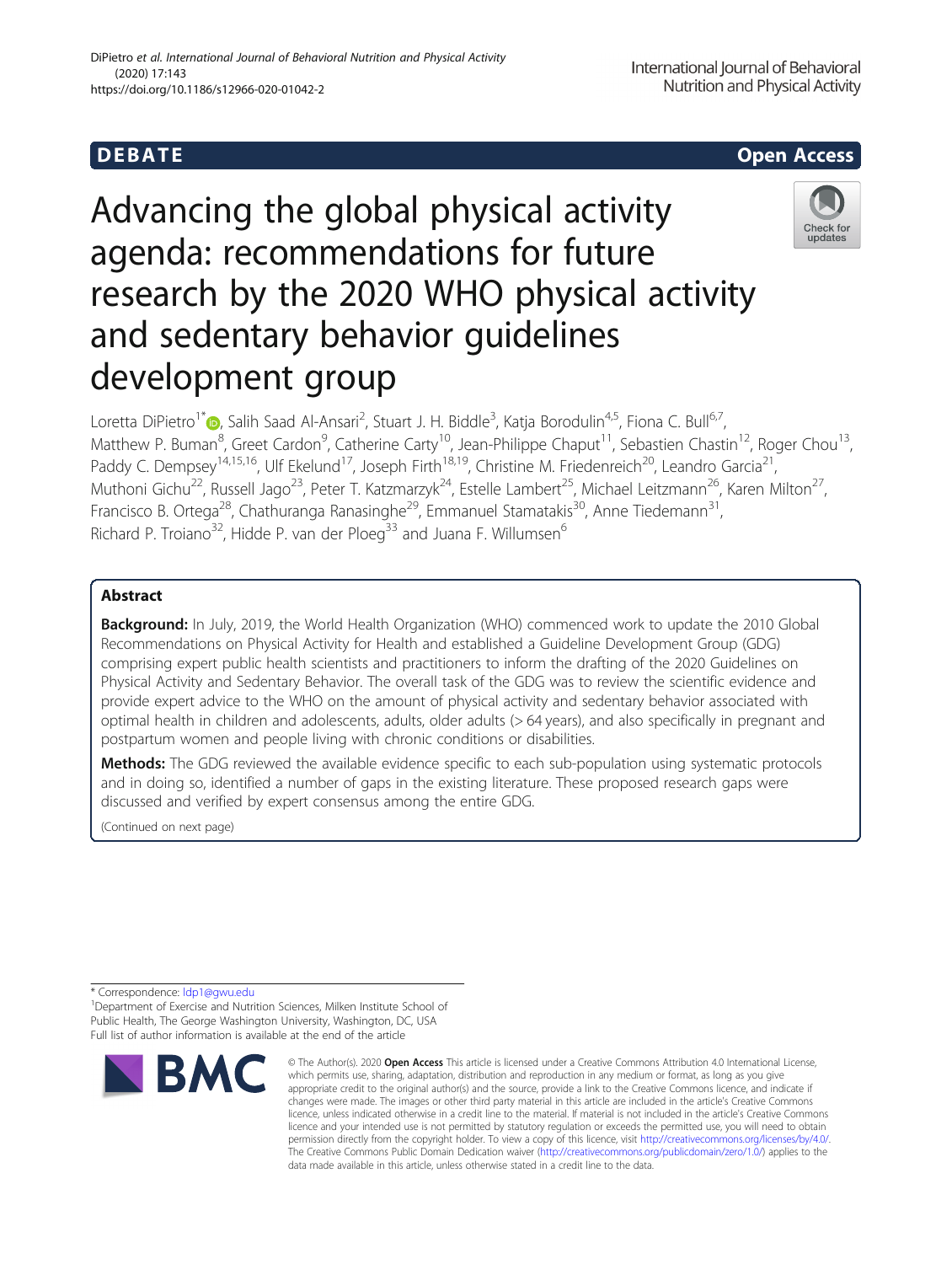DEBATE

Open Access

# Advancing the global physical activity agenda: recommendations for future research by the 2020 WHO physical activity and sedentary behavior guidelines development group

Loretta DiPietro[1*], Salih Saad Al-Ansari[2], Stuart J. H. Biddle[3], Katja Borodulin[4,5], Fiona C. Bull[6,7], Matthew P. Buman[8], Greet Cardon[9], Catherine Carty[10], Jean-Philippe Chaput[11], Sebastien Chastin[12], Roger Chou[13], Paddy C. Dempsey[14,15,16], Ulf Ekelund[17], Joseph Firth[18,19], Christine M. Friedenreich[20], Leandro Garcia[21], Muthoni Gichu[22], Russell Jago[23], Peter T. Katzmarzyk[24], Estelle Lambert[25], Michael Leitzmann[26], Karen Milton[27], Francisco B. Ortega[28], Chathuranga Ranasinghe[29], Emmanuel Stamatakis[30], Anne Tiedemann[31], Richard P. Troiano[32], Hidde P. van der Ploeg[33] and Juana F. Willumsen[6]

## Abstract

**Background:** In July, 2019, the World Health Organization (WHO) commenced work to update the 2010 Global Recommendations on Physical Activity for Health and established a Guideline Development Group (GDG) comprising expert public health scientists and practitioners to inform the drafting of the 2020 Guidelines on Physical Activity and Sedentary Behavior. The overall task of the GDG was to review the scientific evidence and provide expert advice to the WHO on the amount of physical activity and sedentary behavior associated with optimal health in children and adolescents, adults, older adults (> 64 years), and also specifically in pregnant and postpartum women and people living with chronic conditions or disabilities.

**Methods:** The GDG reviewed the available evidence specific to each sub-population using systematic protocols and in doing so, identified a number of gaps in the existing literature. These proposed research gaps were discussed and verified by expert consensus among the entire GDG.

(Continued on next page)

* Correspondence: ldp1@gwu.edu
[1]Department of Exercise and Nutrition Sciences, Milken Institute School of Public Health, The George Washington University, Washington, DC, USA
Full list of author information is available at the end of the article

© The Author(s). 2020 **Open Access** This article is licensed under a Creative Commons Attribution 4.0 International License, which permits use, sharing, adaptation, distribution and reproduction in any medium or format, as long as you give appropriate credit to the original author(s) and the source, provide a link to the Creative Commons licence, and indicate if changes were made. The images or other third party material in this article are included in the article's Creative Commons licence, unless indicated otherwise in a credit line to the material. If material is not included in the article's Creative Commons licence and your intended use is not permitted by statutory regulation or exceeds the permitted use, you will need to obtain permission directly from the copyright holder. To view a copy of this licence, visit http://creativecommons.org/licenses/by/4.0/. The Creative Commons Public Domain Dedication waiver (http://creativecommons.org/publicdomain/zero/1.0/) applies to the data made available in this article, unless otherwise stated in a credit line to the data.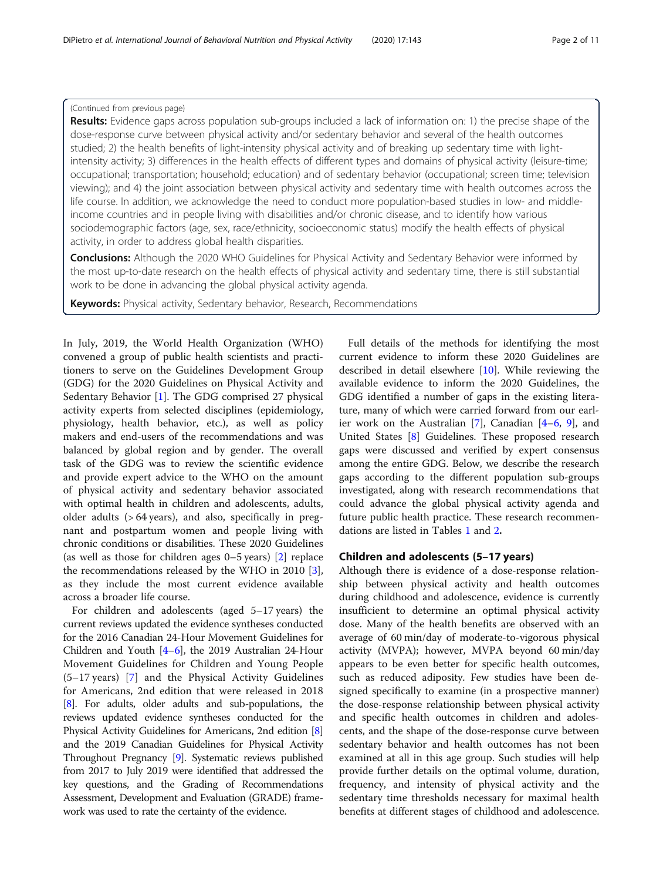(Continued from previous page)

**Results:** Evidence gaps across population sub-groups included a lack of information on: 1) the precise shape of the dose-response curve between physical activity and/or sedentary behavior and several of the health outcomes studied; 2) the health benefits of light-intensity physical activity and of breaking up sedentary time with light-intensity activity; 3) differences in the health effects of different types and domains of physical activity (leisure-time; occupational; transportation; household; education) and of sedentary behavior (occupational; screen time; television viewing); and 4) the joint association between physical activity and sedentary time with health outcomes across the life course. In addition, we acknowledge the need to conduct more population-based studies in low- and middle-income countries and in people living with disabilities and/or chronic disease, and to identify how various sociodemographic factors (age, sex, race/ethnicity, socioeconomic status) modify the health effects of physical activity, in order to address global health disparities.

**Conclusions:** Although the 2020 WHO Guidelines for Physical Activity and Sedentary Behavior were informed by the most up-to-date research on the health effects of physical activity and sedentary time, there is still substantial work to be done in advancing the global physical activity agenda.

**Keywords:** Physical activity, Sedentary behavior, Research, Recommendations

In July, 2019, the World Health Organization (WHO) convened a group of public health scientists and practitioners to serve on the Guidelines Development Group (GDG) for the 2020 Guidelines on Physical Activity and Sedentary Behavior [1]. The GDG comprised 27 physical activity experts from selected disciplines (epidemiology, physiology, health behavior, etc.), as well as policy makers and end-users of the recommendations and was balanced by global region and by gender. The overall task of the GDG was to review the scientific evidence and provide expert advice to the WHO on the amount of physical activity and sedentary behavior associated with optimal health in children and adolescents, adults, older adults (> 64 years), and also, specifically in pregnant and postpartum women and people living with chronic conditions or disabilities. These 2020 Guidelines (as well as those for children ages 0–5 years) [2] replace the recommendations released by the WHO in 2010 [3], as they include the most current evidence available across a broader life course.

For children and adolescents (aged 5–17 years) the current reviews updated the evidence syntheses conducted for the 2016 Canadian 24-Hour Movement Guidelines for Children and Youth [4–6], the 2019 Australian 24-Hour Movement Guidelines for Children and Young People (5–17 years) [7] and the Physical Activity Guidelines for Americans, 2nd edition that were released in 2018 [8]. For adults, older adults and sub-populations, the reviews updated evidence syntheses conducted for the Physical Activity Guidelines for Americans, 2nd edition [8] and the 2019 Canadian Guidelines for Physical Activity Throughout Pregnancy [9]. Systematic reviews published from 2017 to July 2019 were identified that addressed the key questions, and the Grading of Recommendations Assessment, Development and Evaluation (GRADE) framework was used to rate the certainty of the evidence.

Full details of the methods for identifying the most current evidence to inform these 2020 Guidelines are described in detail elsewhere [10]. While reviewing the available evidence to inform the 2020 Guidelines, the GDG identified a number of gaps in the existing literature, many of which were carried forward from our earlier work on the Australian [7], Canadian [4–6, 9], and United States [8] Guidelines. These proposed research gaps were discussed and verified by expert consensus among the entire GDG. Below, we describe the research gaps according to the different population sub-groups investigated, along with research recommendations that could advance the global physical activity agenda and future public health practice. These research recommendations are listed in Tables 1 and 2.

## Children and adolescents (5–17 years)

Although there is evidence of a dose-response relationship between physical activity and health outcomes during childhood and adolescence, evidence is currently insufficient to determine an optimal physical activity dose. Many of the health benefits are observed with an average of 60 min/day of moderate-to-vigorous physical activity (MVPA); however, MVPA beyond 60 min/day appears to be even better for specific health outcomes, such as reduced adiposity. Few studies have been designed specifically to examine (in a prospective manner) the dose-response relationship between physical activity and specific health outcomes in children and adolescents, and the shape of the dose-response curve between sedentary behavior and health outcomes has not been examined at all in this age group. Such studies will help provide further details on the optimal volume, duration, frequency, and intensity of physical activity and the sedentary time thresholds necessary for maximal health benefits at different stages of childhood and adolescence.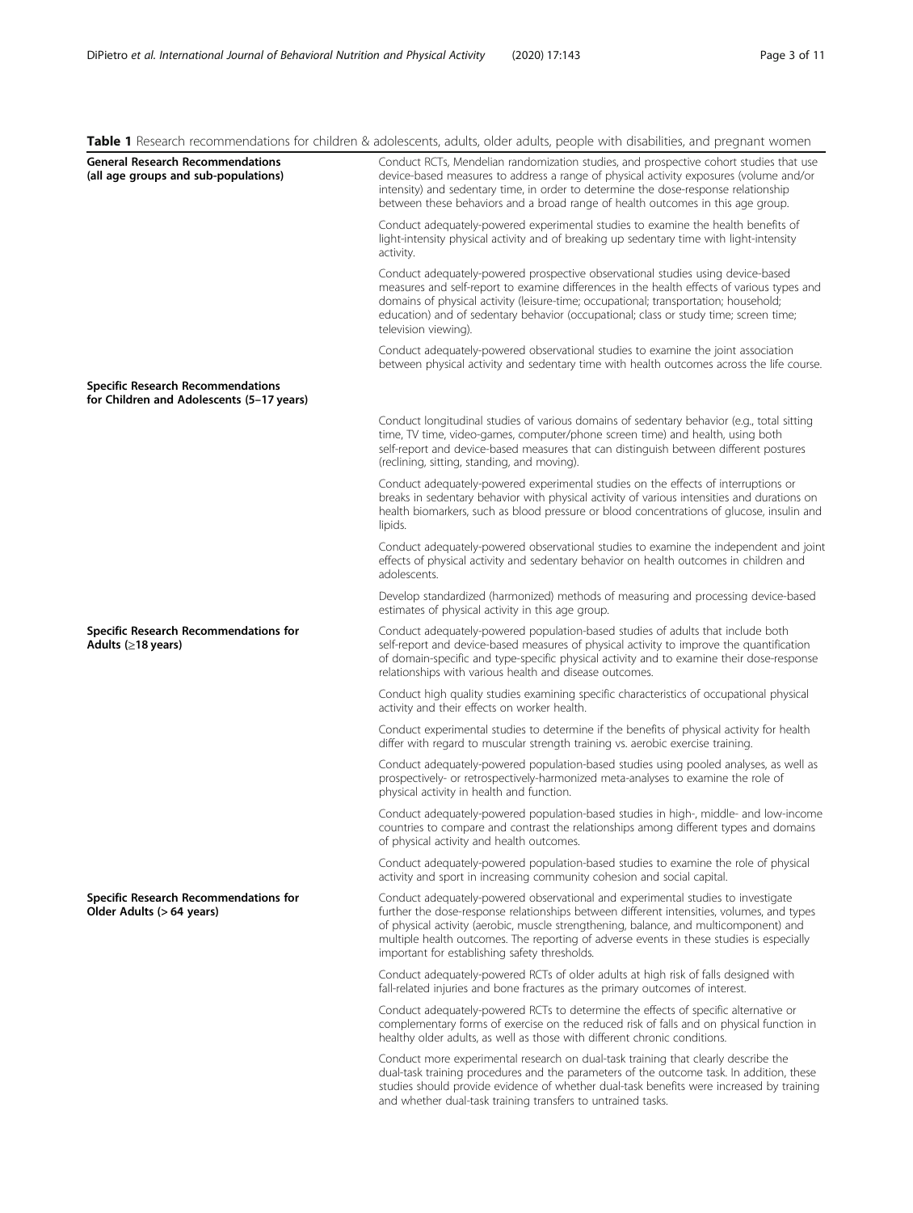**Table 1** Research recommendations for children & adolescents, adults, older adults, people with disabilities, and pregnant women

| | |
|---|---|
| **General Research Recommendations (all age groups and sub-populations)** | Conduct RCTs, Mendelian randomization studies, and prospective cohort studies that use device-based measures to address a range of physical activity exposures (volume and/or intensity) and sedentary time, in order to determine the dose-response relationship between these behaviors and a broad range of health outcomes in this age group. |
| | Conduct adequately-powered experimental studies to examine the health benefits of light-intensity physical activity and of breaking up sedentary time with light-intensity activity. |
| | Conduct adequately-powered prospective observational studies using device-based measures and self-report to examine differences in the health effects of various types and domains of physical activity (leisure-time; occupational; transportation; household; education) and of sedentary behavior (occupational; class or study time; screen time; television viewing). |
| | Conduct adequately-powered observational studies to examine the joint association between physical activity and sedentary time with health outcomes across the life course. |
| **Specific Research Recommendations for Children and Adolescents (5–17 years)** | |
| | Conduct longitudinal studies of various domains of sedentary behavior (e.g., total sitting time, TV time, video-games, computer/phone screen time) and health, using both self-report and device-based measures that can distinguish between different postures (reclining, sitting, standing, and moving). |
| | Conduct adequately-powered experimental studies on the effects of interruptions or breaks in sedentary behavior with physical activity of various intensities and durations on health biomarkers, such as blood pressure or blood concentrations of glucose, insulin and lipids. |
| | Conduct adequately-powered observational studies to examine the independent and joint effects of physical activity and sedentary behavior on health outcomes in children and adolescents. |
| | Develop standardized (harmonized) methods of measuring and processing device-based estimates of physical activity in this age group. |
| **Specific Research Recommendations for Adults (≥18 years)** | Conduct adequately-powered population-based studies of adults that include both self-report and device-based measures of physical activity to improve the quantification of domain-specific and type-specific physical activity and to examine their dose-response relationships with various health and disease outcomes. |
| | Conduct high quality studies examining specific characteristics of occupational physical activity and their effects on worker health. |
| | Conduct experimental studies to determine if the benefits of physical activity for health differ with regard to muscular strength training vs. aerobic exercise training. |
| | Conduct adequately-powered population-based studies using pooled analyses, as well as prospectively- or retrospectively-harmonized meta-analyses to examine the role of physical activity in health and function. |
| | Conduct adequately-powered population-based studies in high-, middle- and low-income countries to compare and contrast the relationships among different types and domains of physical activity and health outcomes. |
| | Conduct adequately-powered population-based studies to examine the role of physical activity and sport in increasing community cohesion and social capital. |
| **Specific Research Recommendations for Older Adults (> 64 years)** | Conduct adequately-powered observational and experimental studies to investigate further the dose-response relationships between different intensities, volumes, and types of physical activity (aerobic, muscle strengthening, balance, and multicomponent) and multiple health outcomes. The reporting of adverse events in these studies is especially important for establishing safety thresholds. |
| | Conduct adequately-powered RCTs of older adults at high risk of falls designed with fall-related injuries and bone fractures as the primary outcomes of interest. |
| | Conduct adequately-powered RCTs to determine the effects of specific alternative or complementary forms of exercise on the reduced risk of falls and on physical function in healthy older adults, as well as those with different chronic conditions. |
| | Conduct more experimental research on dual-task training that clearly describe the dual-task training procedures and the parameters of the outcome task. In addition, these studies should provide evidence of whether dual-task benefits were increased by training and whether dual-task training transfers to untrained tasks. |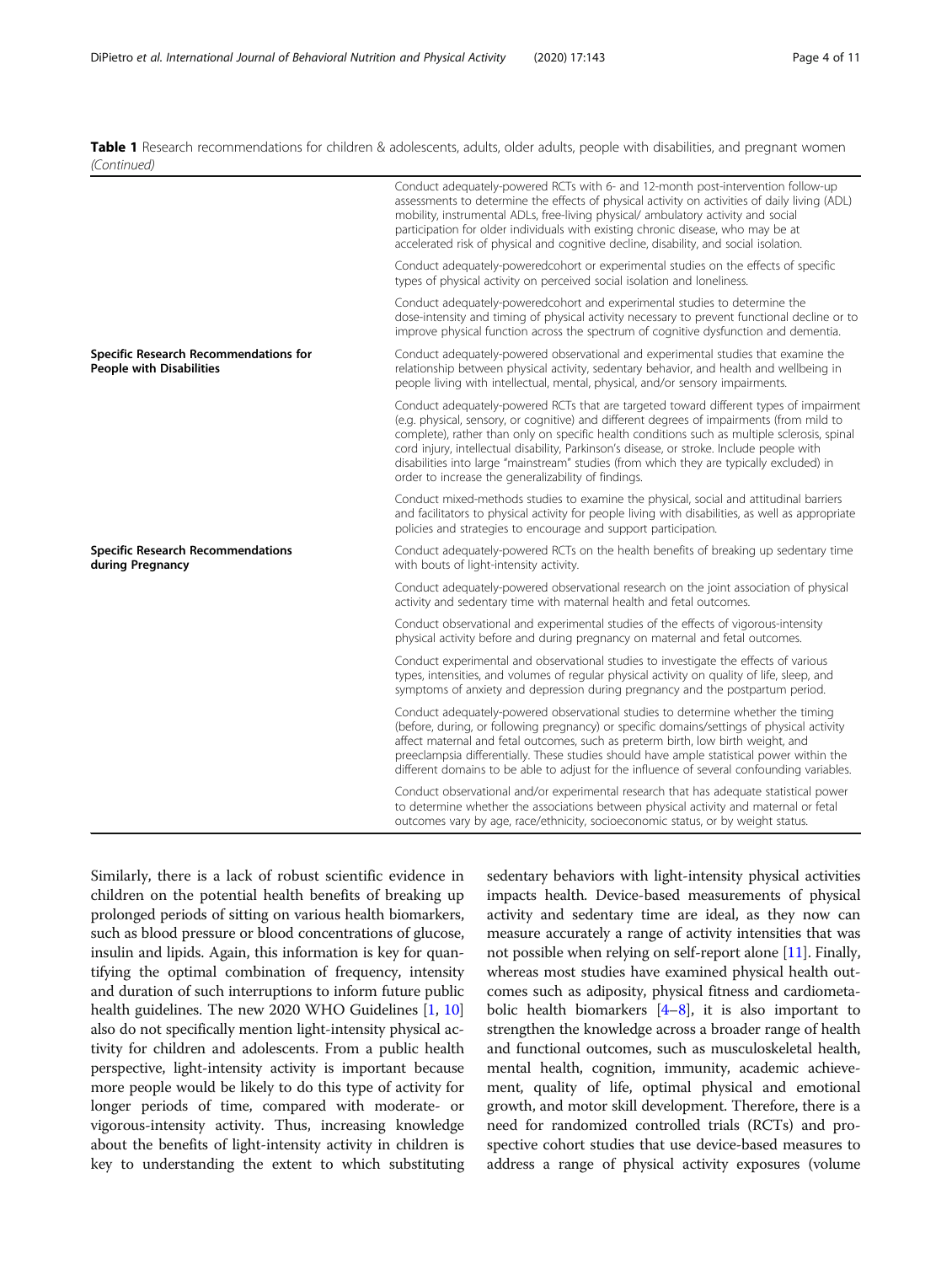**Table 1** Research recommendations for children & adolescents, adults, older adults, people with disabilities, and pregnant women *(Continued)*

| | |
|---|---|
| | Conduct adequately-powered RCTs with 6- and 12-month post-intervention follow-up assessments to determine the effects of physical activity on activities of daily living (ADL) mobility, instrumental ADLs, free-living physical/ ambulatory activity and social participation for older individuals with existing chronic disease, who may be at accelerated risk of physical and cognitive decline, disability, and social isolation. |
| | Conduct adequately-poweredcohort or experimental studies on the effects of specific types of physical activity on perceived social isolation and loneliness. |
| | Conduct adequately-poweredcohort and experimental studies to determine the dose-intensity and timing of physical activity necessary to prevent functional decline or to improve physical function across the spectrum of cognitive dysfunction and dementia. |
| **Specific Research Recommendations for People with Disabilities** | Conduct adequately-powered observational and experimental studies that examine the relationship between physical activity, sedentary behavior, and health and wellbeing in people living with intellectual, mental, physical, and/or sensory impairments. |
| | Conduct adequately-powered RCTs that are targeted toward different types of impairment (e.g. physical, sensory, or cognitive) and different degrees of impairments (from mild to complete), rather than only on specific health conditions such as multiple sclerosis, spinal cord injury, intellectual disability, Parkinson's disease, or stroke. Include people with disabilities into large "mainstream" studies (from which they are typically excluded) in order to increase the generalizability of findings. |
| | Conduct mixed-methods studies to examine the physical, social and attitudinal barriers and facilitators to physical activity for people living with disabilities, as well as appropriate policies and strategies to encourage and support participation. |
| **Specific Research Recommendations during Pregnancy** | Conduct adequately-powered RCTs on the health benefits of breaking up sedentary time with bouts of light-intensity activity. |
| | Conduct adequately-powered observational research on the joint association of physical activity and sedentary time with maternal health and fetal outcomes. |
| | Conduct observational and experimental studies of the effects of vigorous-intensity physical activity before and during pregnancy on maternal and fetal outcomes. |
| | Conduct experimental and observational studies to investigate the effects of various types, intensities, and volumes of regular physical activity on quality of life, sleep, and symptoms of anxiety and depression during pregnancy and the postpartum period. |
| | Conduct adequately-powered observational studies to determine whether the timing (before, during, or following pregnancy) or specific domains/settings of physical activity affect maternal and fetal outcomes, such as preterm birth, low birth weight, and preeclampsia differentially. These studies should have ample statistical power within the different domains to be able to adjust for the influence of several confounding variables. |
| | Conduct observational and/or experimental research that has adequate statistical power to determine whether the associations between physical activity and maternal or fetal outcomes vary by age, race/ethnicity, socioeconomic status, or by weight status. |

Similarly, there is a lack of robust scientific evidence in children on the potential health benefits of breaking up prolonged periods of sitting on various health biomarkers, such as blood pressure or blood concentrations of glucose, insulin and lipids. Again, this information is key for quantifying the optimal combination of frequency, intensity and duration of such interruptions to inform future public health guidelines. The new 2020 WHO Guidelines [1, 10] also do not specifically mention light-intensity physical activity for children and adolescents. From a public health perspective, light-intensity activity is important because more people would be likely to do this type of activity for longer periods of time, compared with moderate- or vigorous-intensity activity. Thus, increasing knowledge about the benefits of light-intensity activity in children is key to understanding the extent to which substituting sedentary behaviors with light-intensity physical activities impacts health. Device-based measurements of physical activity and sedentary time are ideal, as they now can measure accurately a range of activity intensities that was not possible when relying on self-report alone [11]. Finally, whereas most studies have examined physical health outcomes such as adiposity, physical fitness and cardiometabolic health biomarkers [4–8], it is also important to strengthen the knowledge across a broader range of health and functional outcomes, such as musculoskeletal health, mental health, cognition, immunity, academic achievement, quality of life, optimal physical and emotional growth, and motor skill development. Therefore, there is a need for randomized controlled trials (RCTs) and prospective cohort studies that use device-based measures to address a range of physical activity exposures (volume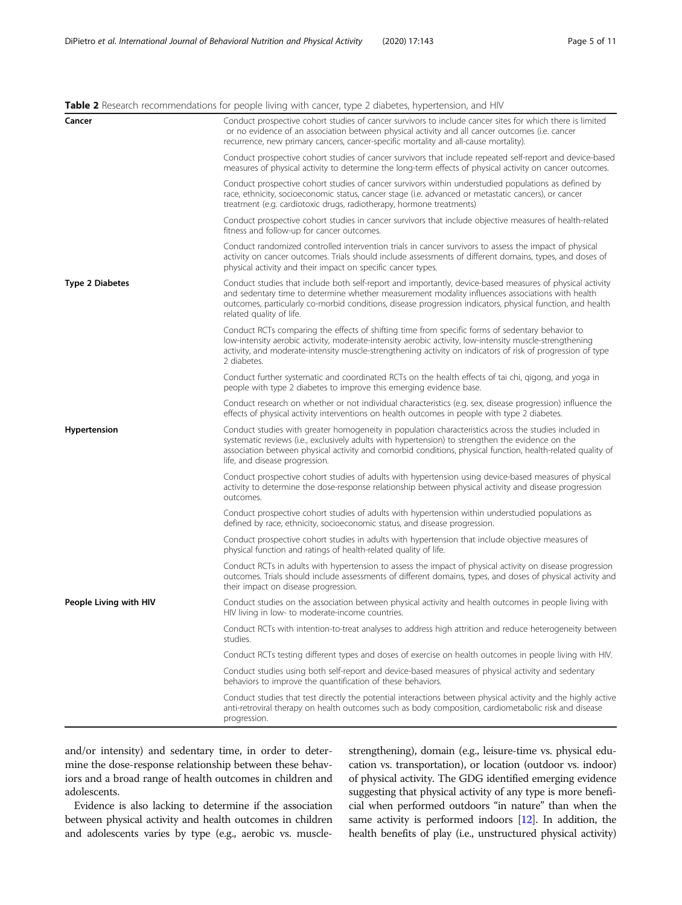**Table 2** Research recommendations for people living with cancer, type 2 diabetes, hypertension, and HIV

| | |
|---|---|
| **Cancer** | Conduct prospective cohort studies of cancer survivors to include cancer sites for which there is limited or no evidence of an association between physical activity and all cancer outcomes (i.e. cancer recurrence, new primary cancers, cancer-specific mortality and all-cause mortality). |
| | Conduct prospective cohort studies of cancer survivors that include repeated self-report and device-based measures of physical activity to determine the long-term effects of physical activity on cancer outcomes. |
| | Conduct prospective cohort studies of cancer survivors within understudied populations as defined by race, ethnicity, socioeconomic status, cancer stage (i.e. advanced or metastatic cancers), or cancer treatment (e.g. cardiotoxic drugs, radiotherapy, hormone treatments) |
| | Conduct prospective cohort studies in cancer survivors that include objective measures of health-related fitness and follow-up for cancer outcomes. |
| | Conduct randomized controlled intervention trials in cancer survivors to assess the impact of physical activity on cancer outcomes. Trials should include assessments of different domains, types, and doses of physical activity and their impact on specific cancer types. |
| **Type 2 Diabetes** | Conduct studies that include both self-report and importantly, device-based measures of physical activity and sedentary time to determine whether measurement modality influences associations with health outcomes, particularly co-morbid conditions, disease progression indicators, physical function, and health related quality of life. |
| | Conduct RCTs comparing the effects of shifting time from specific forms of sedentary behavior to low-intensity aerobic activity, moderate-intensity aerobic activity, low-intensity muscle-strengthening activity, and moderate-intensity muscle-strengthening activity on indicators of risk of progression of type 2 diabetes. |
| | Conduct further systematic and coordinated RCTs on the health effects of tai chi, qigong, and yoga in people with type 2 diabetes to improve this emerging evidence base. |
| | Conduct research on whether or not individual characteristics (e.g. sex, disease progression) influence the effects of physical activity interventions on health outcomes in people with type 2 diabetes. |
| **Hypertension** | Conduct studies with greater homogeneity in population characteristics across the studies included in systematic reviews (i.e., exclusively adults with hypertension) to strengthen the evidence on the association between physical activity and comorbid conditions, physical function, health-related quality of life, and disease progression. |
| | Conduct prospective cohort studies of adults with hypertension using device-based measures of physical activity to determine the dose-response relationship between physical activity and disease progression outcomes. |
| | Conduct prospective cohort studies of adults with hypertension within understudied populations as defined by race, ethnicity, socioeconomic status, and disease progression. |
| | Conduct prospective cohort studies in adults with hypertension that include objective measures of physical function and ratings of health-related quality of life. |
| | Conduct RCTs in adults with hypertension to assess the impact of physical activity on disease progression outcomes. Trials should include assessments of different domains, types, and doses of physical activity and their impact on disease progression. |
| **People Living with HIV** | Conduct studies on the association between physical activity and health outcomes in people living with HIV living in low- to moderate-income countries. |
| | Conduct RCTs with intention-to-treat analyses to address high attrition and reduce heterogeneity between studies. |
| | Conduct RCTs testing different types and doses of exercise on health outcomes in people living with HIV. |
| | Conduct studies using both self-report and device-based measures of physical activity and sedentary behaviors to improve the quantification of these behaviors. |
| | Conduct studies that test directly the potential interactions between physical activity and the highly active anti-retroviral therapy on health outcomes such as body composition, cardiometabolic risk and disease progression. |

and/or intensity) and sedentary time, in order to determine the dose-response relationship between these behaviors and a broad range of health outcomes in children and adolescents.

Evidence is also lacking to determine if the association between physical activity and health outcomes in children and adolescents varies by type (e.g., aerobic vs. muscle-strengthening), domain (e.g., leisure-time vs. physical education vs. transportation), or location (outdoor vs. indoor) of physical activity. The GDG identified emerging evidence suggesting that physical activity of any type is more beneficial when performed outdoors "in nature" than when the same activity is performed indoors [12]. In addition, the health benefits of play (i.e., unstructured physical activity)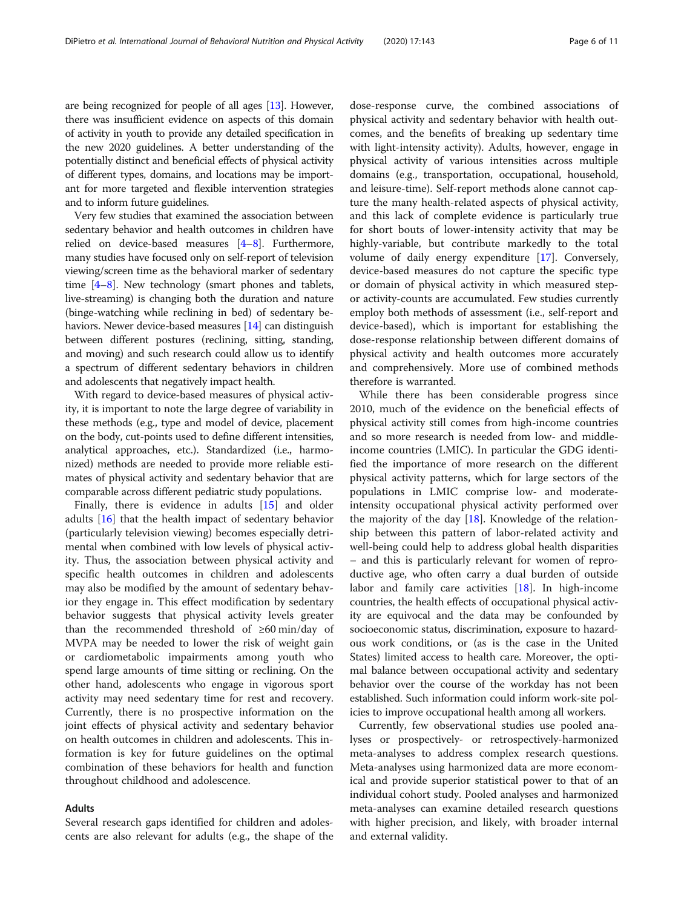are being recognized for people of all ages [13]. However, there was insufficient evidence on aspects of this domain of activity in youth to provide any detailed specification in the new 2020 guidelines. A better understanding of the potentially distinct and beneficial effects of physical activity of different types, domains, and locations may be important for more targeted and flexible intervention strategies and to inform future guidelines.

Very few studies that examined the association between sedentary behavior and health outcomes in children have relied on device-based measures [4–8]. Furthermore, many studies have focused only on self-report of television viewing/screen time as the behavioral marker of sedentary time [4–8]. New technology (smart phones and tablets, live-streaming) is changing both the duration and nature (binge-watching while reclining in bed) of sedentary behaviors. Newer device-based measures [14] can distinguish between different postures (reclining, sitting, standing, and moving) and such research could allow us to identify a spectrum of different sedentary behaviors in children and adolescents that negatively impact health.

With regard to device-based measures of physical activity, it is important to note the large degree of variability in these methods (e.g., type and model of device, placement on the body, cut-points used to define different intensities, analytical approaches, etc.). Standardized (i.e., harmonized) methods are needed to provide more reliable estimates of physical activity and sedentary behavior that are comparable across different pediatric study populations.

Finally, there is evidence in adults [15] and older adults [16] that the health impact of sedentary behavior (particularly television viewing) becomes especially detrimental when combined with low levels of physical activity. Thus, the association between physical activity and specific health outcomes in children and adolescents may also be modified by the amount of sedentary behavior they engage in. This effect modification by sedentary behavior suggests that physical activity levels greater than the recommended threshold of ≥60 min/day of MVPA may be needed to lower the risk of weight gain or cardiometabolic impairments among youth who spend large amounts of time sitting or reclining. On the other hand, adolescents who engage in vigorous sport activity may need sedentary time for rest and recovery. Currently, there is no prospective information on the joint effects of physical activity and sedentary behavior on health outcomes in children and adolescents. This information is key for future guidelines on the optimal combination of these behaviors for health and function throughout childhood and adolescence.

### Adults

Several research gaps identified for children and adolescents are also relevant for adults (e.g., the shape of the dose-response curve, the combined associations of physical activity and sedentary behavior with health outcomes, and the benefits of breaking up sedentary time with light-intensity activity). Adults, however, engage in physical activity of various intensities across multiple domains (e.g., transportation, occupational, household, and leisure-time). Self-report methods alone cannot capture the many health-related aspects of physical activity, and this lack of complete evidence is particularly true for short bouts of lower-intensity activity that may be highly-variable, but contribute markedly to the total volume of daily energy expenditure [17]. Conversely, device-based measures do not capture the specific type or domain of physical activity in which measured step- or activity-counts are accumulated. Few studies currently employ both methods of assessment (i.e., self-report and device-based), which is important for establishing the dose-response relationship between different domains of physical activity and health outcomes more accurately and comprehensively. More use of combined methods therefore is warranted.

While there has been considerable progress since 2010, much of the evidence on the beneficial effects of physical activity still comes from high-income countries and so more research is needed from low- and middle-income countries (LMIC). In particular the GDG identified the importance of more research on the different physical activity patterns, which for large sectors of the populations in LMIC comprise low- and moderate-intensity occupational physical activity performed over the majority of the day [18]. Knowledge of the relationship between this pattern of labor-related activity and well-being could help to address global health disparities – and this is particularly relevant for women of reproductive age, who often carry a dual burden of outside labor and family care activities [18]. In high-income countries, the health effects of occupational physical activity are equivocal and the data may be confounded by socioeconomic status, discrimination, exposure to hazardous work conditions, or (as is the case in the United States) limited access to health care. Moreover, the optimal balance between occupational activity and sedentary behavior over the course of the workday has not been established. Such information could inform work-site policies to improve occupational health among all workers.

Currently, few observational studies use pooled analyses or prospectively- or retrospectively-harmonized meta-analyses to address complex research questions. Meta-analyses using harmonized data are more economical and provide superior statistical power to that of an individual cohort study. Pooled analyses and harmonized meta-analyses can examine detailed research questions with higher precision, and likely, with broader internal and external validity.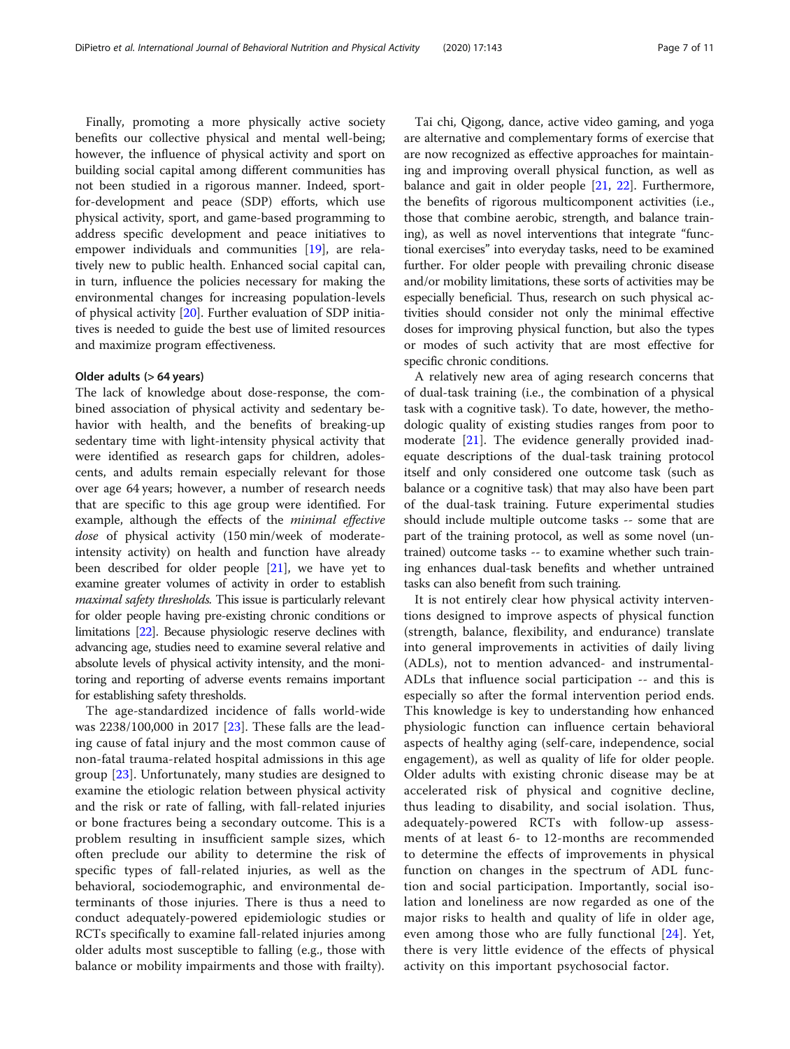Finally, promoting a more physically active society benefits our collective physical and mental well-being; however, the influence of physical activity and sport on building social capital among different communities has not been studied in a rigorous manner. Indeed, sport-for-development and peace (SDP) efforts, which use physical activity, sport, and game-based programming to address specific development and peace initiatives to empower individuals and communities [19], are relatively new to public health. Enhanced social capital can, in turn, influence the policies necessary for making the environmental changes for increasing population-levels of physical activity [20]. Further evaluation of SDP initiatives is needed to guide the best use of limited resources and maximize program effectiveness.

### Older adults (> 64 years)

The lack of knowledge about dose-response, the combined association of physical activity and sedentary behavior with health, and the benefits of breaking-up sedentary time with light-intensity physical activity that were identified as research gaps for children, adolescents, and adults remain especially relevant for those over age 64 years; however, a number of research needs that are specific to this age group were identified. For example, although the effects of the *minimal effective dose* of physical activity (150 min/week of moderate-intensity activity) on health and function have already been described for older people [21], we have yet to examine greater volumes of activity in order to establish *maximal safety thresholds*. This issue is particularly relevant for older people having pre-existing chronic conditions or limitations [22]. Because physiologic reserve declines with advancing age, studies need to examine several relative and absolute levels of physical activity intensity, and the monitoring and reporting of adverse events remains important for establishing safety thresholds.

The age-standardized incidence of falls world-wide was 2238/100,000 in 2017 [23]. These falls are the leading cause of fatal injury and the most common cause of non-fatal trauma-related hospital admissions in this age group [23]. Unfortunately, many studies are designed to examine the etiologic relation between physical activity and the risk or rate of falling, with fall-related injuries or bone fractures being a secondary outcome. This is a problem resulting in insufficient sample sizes, which often preclude our ability to determine the risk of specific types of fall-related injuries, as well as the behavioral, sociodemographic, and environmental determinants of those injuries. There is thus a need to conduct adequately-powered epidemiologic studies or RCTs specifically to examine fall-related injuries among older adults most susceptible to falling (e.g., those with balance or mobility impairments and those with frailty).

Tai chi, Qigong, dance, active video gaming, and yoga are alternative and complementary forms of exercise that are now recognized as effective approaches for maintaining and improving overall physical function, as well as balance and gait in older people [21, 22]. Furthermore, the benefits of rigorous multicomponent activities (i.e., those that combine aerobic, strength, and balance training), as well as novel interventions that integrate "functional exercises" into everyday tasks, need to be examined further. For older people with prevailing chronic disease and/or mobility limitations, these sorts of activities may be especially beneficial. Thus, research on such physical activities should consider not only the minimal effective doses for improving physical function, but also the types or modes of such activity that are most effective for specific chronic conditions.

A relatively new area of aging research concerns that of dual-task training (i.e., the combination of a physical task with a cognitive task). To date, however, the methodologic quality of existing studies ranges from poor to moderate [21]. The evidence generally provided inadequate descriptions of the dual-task training protocol itself and only considered one outcome task (such as balance or a cognitive task) that may also have been part of the dual-task training. Future experimental studies should include multiple outcome tasks -- some that are part of the training protocol, as well as some novel (untrained) outcome tasks -- to examine whether such training enhances dual-task benefits and whether untrained tasks can also benefit from such training.

It is not entirely clear how physical activity interventions designed to improve aspects of physical function (strength, balance, flexibility, and endurance) translate into general improvements in activities of daily living (ADLs), not to mention advanced- and instrumental-ADLs that influence social participation -- and this is especially so after the formal intervention period ends. This knowledge is key to understanding how enhanced physiologic function can influence certain behavioral aspects of healthy aging (self-care, independence, social engagement), as well as quality of life for older people. Older adults with existing chronic disease may be at accelerated risk of physical and cognitive decline, thus leading to disability, and social isolation. Thus, adequately-powered RCTs with follow-up assessments of at least 6- to 12-months are recommended to determine the effects of improvements in physical function on changes in the spectrum of ADL function and social participation. Importantly, social isolation and loneliness are now regarded as one of the major risks to health and quality of life in older age, even among those who are fully functional [24]. Yet, there is very little evidence of the effects of physical activity on this important psychosocial factor.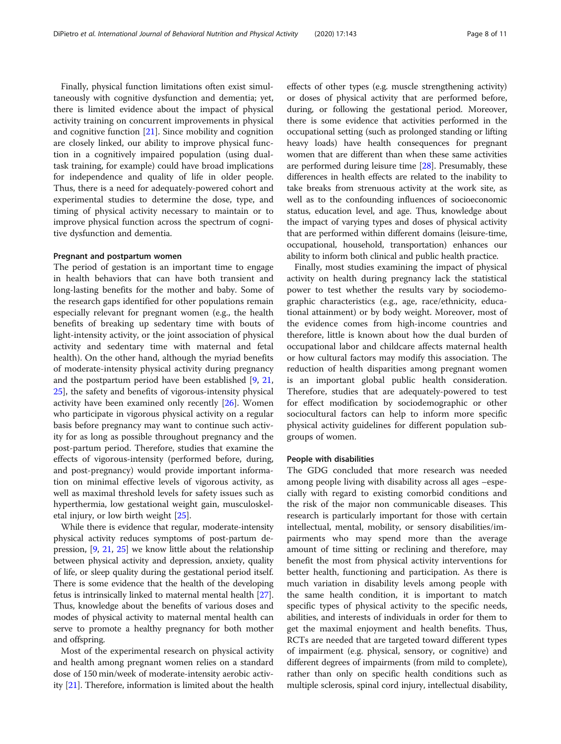Finally, physical function limitations often exist simultaneously with cognitive dysfunction and dementia; yet, there is limited evidence about the impact of physical activity training on concurrent improvements in physical and cognitive function [21]. Since mobility and cognition are closely linked, our ability to improve physical function in a cognitively impaired population (using dual-task training, for example) could have broad implications for independence and quality of life in older people. Thus, there is a need for adequately-powered cohort and experimental studies to determine the dose, type, and timing of physical activity necessary to maintain or to improve physical function across the spectrum of cognitive dysfunction and dementia.

#### Pregnant and postpartum women

The period of gestation is an important time to engage in health behaviors that can have both transient and long-lasting benefits for the mother and baby. Some of the research gaps identified for other populations remain especially relevant for pregnant women (e.g., the health benefits of breaking up sedentary time with bouts of light-intensity activity, or the joint association of physical activity and sedentary time with maternal and fetal health). On the other hand, although the myriad benefits of moderate-intensity physical activity during pregnancy and the postpartum period have been established [9, 21, 25], the safety and benefits of vigorous-intensity physical activity have been examined only recently [26]. Women who participate in vigorous physical activity on a regular basis before pregnancy may want to continue such activity for as long as possible throughout pregnancy and the post-partum period. Therefore, studies that examine the effects of vigorous-intensity (performed before, during, and post-pregnancy) would provide important information on minimal effective levels of vigorous activity, as well as maximal threshold levels for safety issues such as hyperthermia, low gestational weight gain, musculoskeletal injury, or low birth weight [25].

While there is evidence that regular, moderate-intensity physical activity reduces symptoms of post-partum depression, [9, 21, 25] we know little about the relationship between physical activity and depression, anxiety, quality of life, or sleep quality during the gestational period itself. There is some evidence that the health of the developing fetus is intrinsically linked to maternal mental health [27]. Thus, knowledge about the benefits of various doses and modes of physical activity to maternal mental health can serve to promote a healthy pregnancy for both mother and offspring.

Most of the experimental research on physical activity and health among pregnant women relies on a standard dose of 150 min/week of moderate-intensity aerobic activity [21]. Therefore, information is limited about the health effects of other types (e.g. muscle strengthening activity) or doses of physical activity that are performed before, during, or following the gestational period. Moreover, there is some evidence that activities performed in the occupational setting (such as prolonged standing or lifting heavy loads) have health consequences for pregnant women that are different than when these same activities are performed during leisure time [28]. Presumably, these differences in health effects are related to the inability to take breaks from strenuous activity at the work site, as well as to the confounding influences of socioeconomic status, education level, and age. Thus, knowledge about the impact of varying types and doses of physical activity that are performed within different domains (leisure-time, occupational, household, transportation) enhances our ability to inform both clinical and public health practice.

Finally, most studies examining the impact of physical activity on health during pregnancy lack the statistical power to test whether the results vary by sociodemographic characteristics (e.g., age, race/ethnicity, educational attainment) or by body weight. Moreover, most of the evidence comes from high-income countries and therefore, little is known about how the dual burden of occupational labor and childcare affects maternal health or how cultural factors may modify this association. The reduction of health disparities among pregnant women is an important global public health consideration. Therefore, studies that are adequately-powered to test for effect modification by sociodemographic or other sociocultural factors can help to inform more specific physical activity guidelines for different population subgroups of women.

#### People with disabilities

The GDG concluded that more research was needed among people living with disability across all ages –especially with regard to existing comorbid conditions and the risk of the major non communicable diseases. This research is particularly important for those with certain intellectual, mental, mobility, or sensory disabilities/impairments who may spend more than the average amount of time sitting or reclining and therefore, may benefit the most from physical activity interventions for better health, functioning and participation. As there is much variation in disability levels among people with the same health condition, it is important to match specific types of physical activity to the specific needs, abilities, and interests of individuals in order for them to get the maximal enjoyment and health benefits. Thus, RCTs are needed that are targeted toward different types of impairment (e.g. physical, sensory, or cognitive) and different degrees of impairments (from mild to complete), rather than only on specific health conditions such as multiple sclerosis, spinal cord injury, intellectual disability,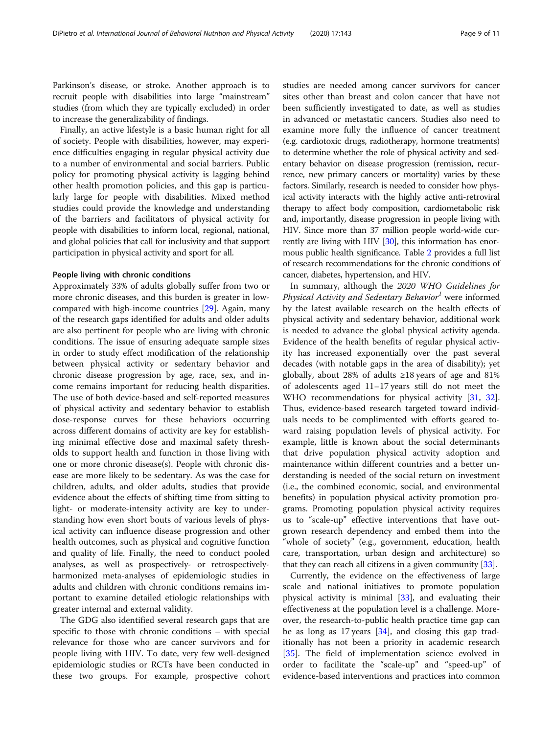Parkinson's disease, or stroke. Another approach is to recruit people with disabilities into large "mainstream" studies (from which they are typically excluded) in order to increase the generalizability of findings.

Finally, an active lifestyle is a basic human right for all of society. People with disabilities, however, may experience difficulties engaging in regular physical activity due to a number of environmental and social barriers. Public policy for promoting physical activity is lagging behind other health promotion policies, and this gap is particularly large for people with disabilities. Mixed method studies could provide the knowledge and understanding of the barriers and facilitators of physical activity for people with disabilities to inform local, regional, national, and global policies that call for inclusivity and that support participation in physical activity and sport for all.

#### People living with chronic conditions

Approximately 33% of adults globally suffer from two or more chronic diseases, and this burden is greater in low- compared with high-income countries [29]. Again, many of the research gaps identified for adults and older adults are also pertinent for people who are living with chronic conditions. The issue of ensuring adequate sample sizes in order to study effect modification of the relationship between physical activity or sedentary behavior and chronic disease progression by age, race, sex, and income remains important for reducing health disparities. The use of both device-based and self-reported measures of physical activity and sedentary behavior to establish dose-response curves for these behaviors occurring across different domains of activity are key for establishing minimal effective dose and maximal safety thresholds to support health and function in those living with one or more chronic disease(s). People with chronic disease are more likely to be sedentary. As was the case for children, adults, and older adults, studies that provide evidence about the effects of shifting time from sitting to light- or moderate-intensity activity are key to understanding how even short bouts of various levels of physical activity can influence disease progression and other health outcomes, such as physical and cognitive function and quality of life. Finally, the need to conduct pooled analyses, as well as prospectively- or retrospectively-harmonized meta-analyses of epidemiologic studies in adults and children with chronic conditions remains important to examine detailed etiologic relationships with greater internal and external validity.

The GDG also identified several research gaps that are specific to those with chronic conditions – with special relevance for those who are cancer survivors and for people living with HIV. To date, very few well-designed epidemiologic studies or RCTs have been conducted in these two groups. For example, prospective cohort studies are needed among cancer survivors for cancer sites other than breast and colon cancer that have not been sufficiently investigated to date, as well as studies in advanced or metastatic cancers. Studies also need to examine more fully the influence of cancer treatment (e.g. cardiotoxic drugs, radiotherapy, hormone treatments) to determine whether the role of physical activity and sedentary behavior on disease progression (remission, recurrence, new primary cancers or mortality) varies by these factors. Similarly, research is needed to consider how physical activity interacts with the highly active anti-retroviral therapy to affect body composition, cardiometabolic risk and, importantly, disease progression in people living with HIV. Since more than 37 million people world-wide currently are living with HIV [30], this information has enormous public health significance. Table 2 provides a full list of research recommendations for the chronic conditions of cancer, diabetes, hypertension, and HIV.

In summary, although the *2020 WHO Guidelines for Physical Activity and Sedentary Behavior*[1] were informed by the latest available research on the health effects of physical activity and sedentary behavior, additional work is needed to advance the global physical activity agenda. Evidence of the health benefits of regular physical activity has increased exponentially over the past several decades (with notable gaps in the area of disability); yet globally, about 28% of adults ≥18 years of age and 81% of adolescents aged 11–17 years still do not meet the WHO recommendations for physical activity [31, 32]. Thus, evidence-based research targeted toward individuals needs to be complimented with efforts geared toward raising population levels of physical activity. For example, little is known about the social determinants that drive population physical activity adoption and maintenance within different countries and a better understanding is needed of the social return on investment (i.e., the combined economic, social, and environmental benefits) in population physical activity promotion programs. Promoting population physical activity requires us to "scale-up" effective interventions that have outgrown research dependency and embed them into the "whole of society" (e.g., government, education, health care, transportation, urban design and architecture) so that they can reach all citizens in a given community [33].

Currently, the evidence on the effectiveness of large scale and national initiatives to promote population physical activity is minimal [33], and evaluating their effectiveness at the population level is a challenge. Moreover, the research-to-public health practice time gap can be as long as 17 years [34], and closing this gap traditionally has not been a priority in academic research [35]. The field of implementation science evolved in order to facilitate the "scale-up" and "speed-up" of evidence-based interventions and practices into common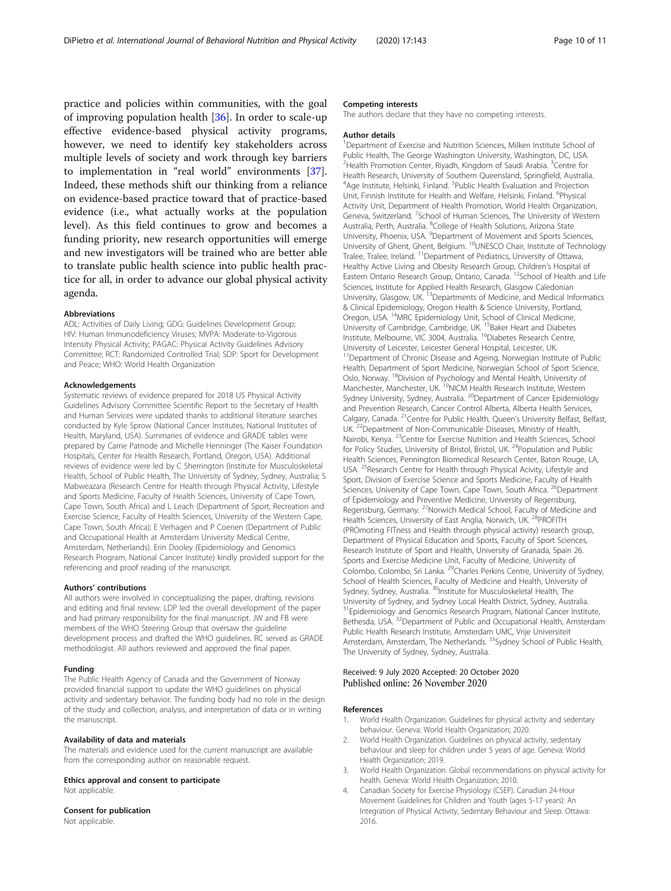practice and policies within communities, with the goal of improving population health [36]. In order to scale-up effective evidence-based physical activity programs, however, we need to identify key stakeholders across multiple levels of society and work through key barriers to implementation in "real world" environments [37]. Indeed, these methods shift our thinking from a reliance on evidence-based practice toward that of practice-based evidence (i.e., what actually works at the population level). As this field continues to grow and becomes a funding priority, new research opportunities will emerge and new investigators will be trained who are better able to translate public health science into public health practice for all, in order to advance our global physical activity agenda.

#### Abbreviations

ADL: Activities of Daily Living; GDG: Guidelines Development Group; HIV: Human Immunodeficiency Viruses; MVPA: Moderate-to-Vigorous Intensity Physical Activity; PAGAC: Physical Activity Guidelines Advisory Committee; RCT: Randomized Controlled Trial; SDP: Sport for Development and Peace; WHO: World Health Organization

#### Acknowledgements

Systematic reviews of evidence prepared for 2018 US Physical Activity Guidelines Advisory Committee Scientific Report to the Secretary of Health and Human Services were updated thanks to additional literature searches conducted by Kyle Sprow (National Cancer Institutes, National Institutes of Health, Maryland, USA). Summaries of evidence and GRADE tables were prepared by Carrie Patnode and Michelle Henninger (The Kaiser Foundation Hospitals, Center for Health Research, Portland, Oregon, USA). Additional reviews of evidence were led by C Sherrington (Institute for Musculoskeletal Health, School of Public Health, The University of Sydney, Sydney, Australia; S Mabweazara (Research Centre for Health through Physical Activity, Lifestyle and Sports Medicine, Faculty of Health Sciences, University of Cape Town, Cape Town, South Africa) and L Leach (Department of Sport, Recreation and Exercise Science, Faculty of Health Sciences, University of the Western Cape, Cape Town, South Africa); E Verhagen and P Coenen (Department of Public and Occupational Health at Amsterdam University Medical Centre, Amsterdam, Netherlands). Erin Dooley (Epidemiology and Genomics Research Program, National Cancer Institute) kindly provided support for the referencing and proof reading of the manuscript.

#### Authors' contributions

All authors were involved in conceptualizing the paper, drafting, revisions and editing and final review. LDP led the overall development of the paper and had primary responsibility for the final manuscript. JW and FB were members of the WHO Steering Group that oversaw the guideline development process and drafted the WHO guidelines. RC served as GRADE methodologist. All authors reviewed and approved the final paper.

#### Funding

The Public Health Agency of Canada and the Government of Norway provided financial support to update the WHO guidelines on physical activity and sedentary behavior. The funding body had no role in the design of the study and collection, analysis, and interpretation of data or in writing the manuscript.

#### Availability of data and materials

The materials and evidence used for the current manuscript are available from the corresponding author on reasonable request.

#### Ethics approval and consent to participate

Not applicable.

#### Consent for publication

Not applicable.

#### Competing interests

The authors declare that they have no competing interests.

#### Author details

[1]Department of Exercise and Nutrition Sciences, Milken Institute School of Public Health, The George Washington University, Washington, DC, USA. [2]Health Promotion Center, Riyadh, Kingdom of Saudi Arabia. [3]Centre for Health Research, University of Southern Queensland, Springfield, Australia. [4]Age Institute, Helsinki, Finland. [5]Public Health Evaluation and Projection Unit, Finnish Institute for Health and Welfare, Helsinki, Finland. [6]Physical Activity Unit, Department of Health Promotion, World Health Organization, Geneva, Switzerland. [7]School of Human Sciences, The University of Western Australia, Perth, Australia. [8]College of Health Solutions, Arizona State University, Phoenix, USA. [9]Department of Movement and Sports Sciences, University of Ghent, Ghent, Belgium. [10]UNESCO Chair, Institute of Technology Tralee, Tralee, Ireland. [11]Department of Pediatrics, University of Ottawa, Healthy Active Living and Obesity Research Group, Children's Hospital of Eastern Ontario Research Group, Ontario, Canada. [12]School of Health and Life Sciences, Institute for Applied Health Research, Glasgow Caledonian University, Glasgow, UK. [13]Departments of Medicine, and Medical Informatics & Clinical Epidemiology, Oregon Health & Science University, Portland, Oregon, USA. [14]MRC Epidemiology Unit, School of Clinical Medicine, University of Cambridge, Cambridge, UK. [15]Baker Heart and Diabetes Institute, Melbourne, VIC 3004, Australia. [16]Diabetes Research Centre, University of Leicester, Leicester General Hospital, Leicester, UK. [17]Department of Chronic Disease and Ageing, Norwegian Institute of Public Health, Department of Sport Medicine, Norwegian School of Sport Science, Oslo, Norway. [18]Division of Psychology and Mental Health, University of Manchester, Manchester, UK. [19]NICM Health Research Institute, Western Sydney University, Sydney, Australia. [20]Department of Cancer Epidemiology and Prevention Research, Cancer Control Alberta, Alberta Health Services, Calgary, Canada. [21]Centre for Public Health, Queen's University Belfast, Belfast, UK. [22]Department of Non-Communicable Diseases, Ministry of Health, Nairobi, Kenya. [23]Centre for Exercise Nutrition and Health Sciences, School for Policy Studies, University of Bristol, Bristol, UK. [24]Population and Public Health Sciences, Pennington Biomedical Research Center, Baton Rouge, LA, USA. [25]Research Centre for Health through Physical Acivity, Lifestyle and Sport, Division of Exercise Science and Sports Medicine, Faculty of Health Sciences, University of Cape Town, Cape Town, South Africa. [26]Department of Epidemiology and Preventive Medicine, University of Regensburg, Regensburg, Germany. [27]Norwich Medical School, Faculty of Medicine and Health Sciences, University of East Anglia, Norwich, UK. [28]PROFITH (PROmoting FITness and Health through physical activity) research group, Department of Physical Education and Sports, Faculty of Sport Sciences, Research Institute of Sport and Health, University of Granada, Spain 26. Sports and Exercise Medicine Unit, Faculty of Medicine, University of Colombo, Colombo, Sri Lanka. [29]Charles Perkins Centre, University of Sydney, School of Health Sciences, Faculty of Medicine and Health, University of Sydney, Sydney, Australia. [30]Institute for Musculoskeletal Health, The University of Sydney, and Sydney Local Health District, Sydney, Australia. [31]Epidemiology and Genomics Research Program, National Cancer Institute, Bethesda, USA. [32]Department of Public and Occupational Health, Amsterdam Public Health Research Institute, Amsterdam UMC, Vrije Universiteit Amsterdam, Amsterdam, The Netherlands. [33]Sydney School of Public Health, The University of Sydney, Sydney, Australia.

Received: 9 July 2020 Accepted: 20 October 2020
Published online: 26 November 2020

#### References

1. World Health Organization. Guidelines for physical activity and sedentary behaviour. Geneva: World Health Organization; 2020.
2. World Health Organization. Guidelines on physical activity, sedentary behaviour and sleep for children under 5 years of age. Geneva: World Health Organization; 2019.
3. World Health Organization. Global recommendations on physical activity for health. Geneva: World Health Organization; 2010.
4. Canadian Society for Exercise Physiology (CSEP). Canadian 24-Hour Movement Guidelines for Children and Youth (ages 5-17 years): An Integration of Physical Activity, Sedentary Behaviour and Sleep. Ottawa: 2016.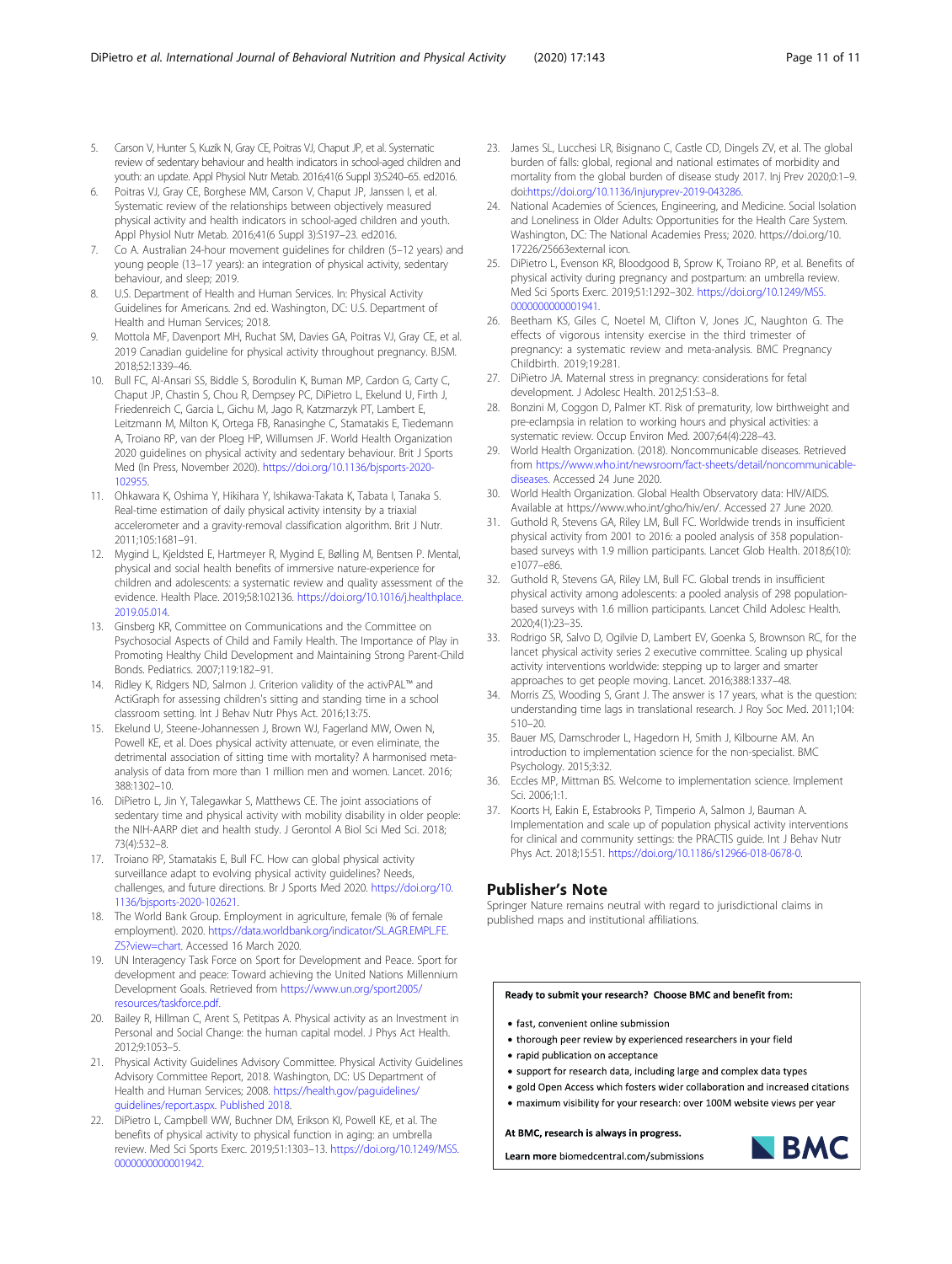5. Carson V, Hunter S, Kuzik N, Gray CE, Poitras VJ, Chaput JP, et al. Systematic review of sedentary behaviour and health indicators in school-aged children and youth: an update. Appl Physiol Nutr Metab. 2016;41(6 Suppl 3):S240–65. ed2016.
6. Poitras VJ, Gray CE, Borghese MM, Carson V, Chaput JP, Janssen I, et al. Systematic review of the relationships between objectively measured physical activity and health indicators in school-aged children and youth. Appl Physiol Nutr Metab. 2016;41(6 Suppl 3):S197–23. ed2016.
7. Co A. Australian 24-hour movement guidelines for children (5–12 years) and young people (13–17 years): an integration of physical activity, sedentary behaviour, and sleep; 2019.
8. U.S. Department of Health and Human Services. In: Physical Activity Guidelines for Americans. 2nd ed. Washington, DC: U.S. Department of Health and Human Services; 2018.
9. Mottola MF, Davenport MH, Ruchat SM, Davies GA, Poitras VJ, Gray CE, et al. 2019 Canadian guideline for physical activity throughout pregnancy. BJSM. 2018;52:1339–46.
10. Bull FC, Al-Ansari SS, Biddle S, Borodulin K, Buman MP, Cardon G, Carty C, Chaput JP, Chastin S, Chou R, Dempsey PC, DiPietro L, Ekelund U, Firth J, Friedenreich C, Garcia L, Gichu M, Jago R, Katzmarzyk PT, Lambert E, Leitzmann M, Milton K, Ortega FB, Ranasinghe C, Stamatakis E, Tiedemann A, Troiano RP, van der Ploeg HP, Willumsen JF. World Health Organization 2020 guidelines on physical activity and sedentary behaviour. Brit J Sports Med (In Press, November 2020). https://doi.org/10.1136/bjsports-2020-102955.
11. Ohkawara K, Oshima Y, Hikihara Y, Ishikawa-Takata K, Tabata I, Tanaka S. Real-time estimation of daily physical activity intensity by a triaxial accelerometer and a gravity-removal classification algorithm. Brit J Nutr. 2011;105:1681–91.
12. Mygind L, Kjeldsted E, Hartmeyer R, Mygind E, Bølling M, Bentsen P. Mental, physical and social health benefits of immersive nature-experience for children and adolescents: a systematic review and quality assessment of the evidence. Health Place. 2019;58:102136. https://doi.org/10.1016/j.healthplace.2019.05.014.
13. Ginsberg KR, Committee on Communications and the Committee on Psychosocial Aspects of Child and Family Health. The Importance of Play in Promoting Healthy Child Development and Maintaining Strong Parent-Child Bonds. Pediatrics. 2007;119:182–91.
14. Ridley K, Ridgers ND, Salmon J. Criterion validity of the activPAL™ and ActiGraph for assessing children's sitting and standing time in a school classroom setting. Int J Behav Nutr Phys Act. 2016;13:75.
15. Ekelund U, Steene-Johannessen J, Brown WJ, Fagerland MW, Owen N, Powell KE, et al. Does physical activity attenuate, or even eliminate, the detrimental association of sitting time with mortality? A harmonised meta-analysis of data from more than 1 million men and women. Lancet. 2016;388:1302–10.
16. DiPietro L, Jin Y, Talegawkar S, Matthews CE. The joint associations of sedentary time and physical activity with mobility disability in older people: the NIH-AARP diet and health study. J Gerontol A Biol Sci Med Sci. 2018;73(4):532–8.
17. Troiano RP, Stamatakis E, Bull FC. How can global physical activity surveillance adapt to evolving physical activity guidelines? Needs, challenges, and future directions. Br J Sports Med 2020. https://doi.org/10.1136/bjsports-2020-102621.
18. The World Bank Group. Employment in agriculture, female (% of female employment). 2020. https://data.worldbank.org/indicator/SL.AGR.EMPL.FE.ZS?view=chart. Accessed 16 March 2020.
19. UN Interagency Task Force on Sport for Development and Peace. Sport for development and peace: Toward achieving the United Nations Millennium Development Goals. Retrieved from https://www.un.org/sport2005/resources/taskforce.pdf.
20. Bailey R, Hillman C, Arent S, Petitpas A. Physical activity as an Investment in Personal and Social Change: the human capital model. J Phys Act Health. 2012;9:1053–5.
21. Physical Activity Guidelines Advisory Committee. Physical Activity Guidelines Advisory Committee Report, 2018. Washington, DC: US Department of Health and Human Services; 2008. https://health.gov/paguidelines/guidelines/report.aspx. Published 2018.
22. DiPietro L, Campbell WW, Buchner DM, Erikson KI, Powell KE, et al. The benefits of physical activity to physical function in aging: an umbrella review. Med Sci Sports Exerc. 2019;51:1303–13. https://doi.org/10.1249/MSS.0000000000001942.
23. James SL, Lucchesi LR, Bisignano C, Castle CD, Dingels ZV, et al. The global burden of falls: global, regional and national estimates of morbidity and mortality from the global burden of disease study 2017. Inj Prev 2020;0:1–9. doi:https://doi.org/10.1136/injuryprev-2019-043286.
24. National Academies of Sciences, Engineering, and Medicine. Social Isolation and Loneliness in Older Adults: Opportunities for the Health Care System. Washington, DC: The National Academies Press; 2020. https://doi.org/10.17226/25663external icon.
25. DiPietro L, Evenson KR, Bloodgood B, Sprow K, Troiano RP, et al. Benefits of physical activity during pregnancy and postpartum: an umbrella review. Med Sci Sports Exerc. 2019;51:1292–302. https://doi.org/10.1249/MSS.0000000000001941.
26. Beetham KS, Giles C, Noetel M, Clifton V, Jones JC, Naughton G. The effects of vigorous intensity exercise in the third trimester of pregnancy: a systematic review and meta-analysis. BMC Pregnancy Childbirth. 2019;19:281.
27. DiPietro JA. Maternal stress in pregnancy: considerations for fetal development. J Adolesc Health. 2012;51:S3–8.
28. Bonzini M, Coggon D, Palmer KT. Risk of prematurity, low birthweight and pre-eclampsia in relation to working hours and physical activities: a systematic review. Occup Environ Med. 2007;64(4):228–43.
29. World Health Organization. (2018). Noncommunicable diseases. Retrieved from https://www.who.int/newsroom/fact-sheets/detail/noncommunicable-diseases. Accessed 24 June 2020.
30. World Health Organization. Global Health Observatory data: HIV/AIDS. Available at https://www.who.int/gho/hiv/en/. Accessed 27 June 2020.
31. Guthold R, Stevens GA, Riley LM, Bull FC. Worldwide trends in insufficient physical activity from 2001 to 2016: a pooled analysis of 358 population-based surveys with 1.9 million participants. Lancet Glob Health. 2018;6(10): e1077–e86.
32. Guthold R, Stevens GA, Riley LM, Bull FC. Global trends in insufficient physical activity among adolescents: a pooled analysis of 298 population-based surveys with 1.6 million participants. Lancet Child Adolesc Health. 2020;4(1):23–35.
33. Rodrigo SR, Salvo D, Ogilvie D, Lambert EV, Goenka S, Brownson RC, for the lancet physical activity series 2 executive committee. Scaling up physical activity interventions worldwide: stepping up to larger and smarter approaches to get people moving. Lancet. 2016;388:1337–48.
34. Morris ZS, Wooding S, Grant J. The answer is 17 years, what is the question: understanding time lags in translational research. J Roy Soc Med. 2011;104: 510–20.
35. Bauer MS, Damschroder L, Hagedorn H, Smith J, Kilbourne AM. An introduction to implementation science for the non-specialist. BMC Psychology. 2015;3:32.
36. Eccles MP, Mittman BS. Welcome to implementation science. Implement Sci. 2006;1:1.
37. Koorts H, Eakin E, Estabrooks P, Timperio A, Salmon J, Bauman A. Implementation and scale up of population physical activity interventions for clinical and community settings: the PRACTIS guide. Int J Behav Nutr Phys Act. 2018;15:51. https://doi.org/10.1186/s12966-018-0678-0.

## Publisher's Note

Springer Nature remains neutral with regard to jurisdictional claims in published maps and institutional affiliations.

**Ready to submit your research? Choose BMC and benefit from:**

- fast, convenient online submission
- thorough peer review by experienced researchers in your field
- rapid publication on acceptance
- support for research data, including large and complex data types
- gold Open Access which fosters wider collaboration and increased citations
- maximum visibility for your research: over 100M website views per year

**At BMC, research is always in progress.**

**Learn more** biomedcentral.com/submissions

BMC